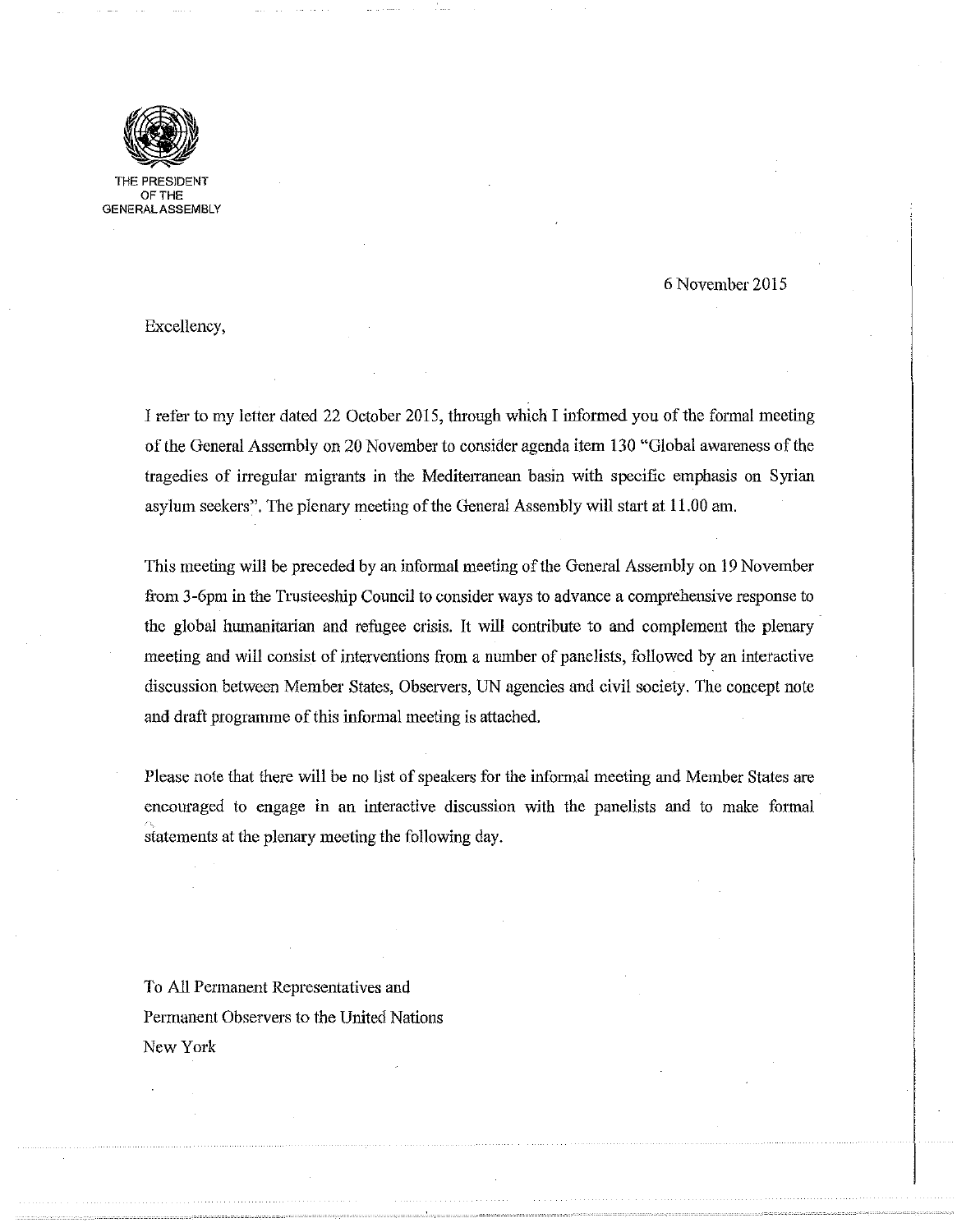THE PRESIDENT
OF THE
GENERAL ASSEMBLY

6 November 2015

Excellency,

I refer to my letter dated 22 October 2015, through which I informed you of the formal meeting of the General Assembly on 20 November to consider agenda item 130 "Global awareness of the tragedies of irregular migrants in the Mediterranean basin with specific emphasis on Syrian asylum seekers". The plenary meeting of the General Assembly will start at 11.00 am.

This meeting will be preceded by an informal meeting of the General Assembly on 19 November from 3-6pm in the Trusteeship Council to consider ways to advance a comprehensive response to the global humanitarian and refugee crisis. It will contribute to and complement the plenary meeting and will consist of interventions from a number of panelists, followed by an interactive discussion between Member States, Observers, UN agencies and civil society. The concept note and draft programme of this informal meeting is attached.

Please note that there will be no list of speakers for the informal meeting and Member States are encouraged to engage in an interactive discussion with the panelists and to make formal statements at the plenary meeting the following day.

To All Permanent Representatives and
Permanent Observers to the United Nations
New York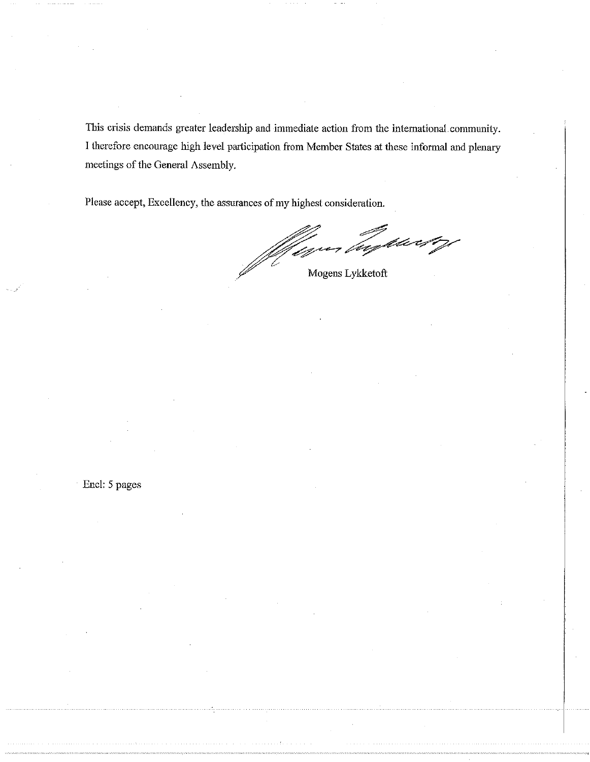This crisis demands greater leadership and immediate action from the international community. I therefore encourage high level participation from Member States at these informal and plenary meetings of the General Assembly.

Please accept, Excellency, the assurances of my highest consideration.

Mogens Lykketoft

Encl: 5 pages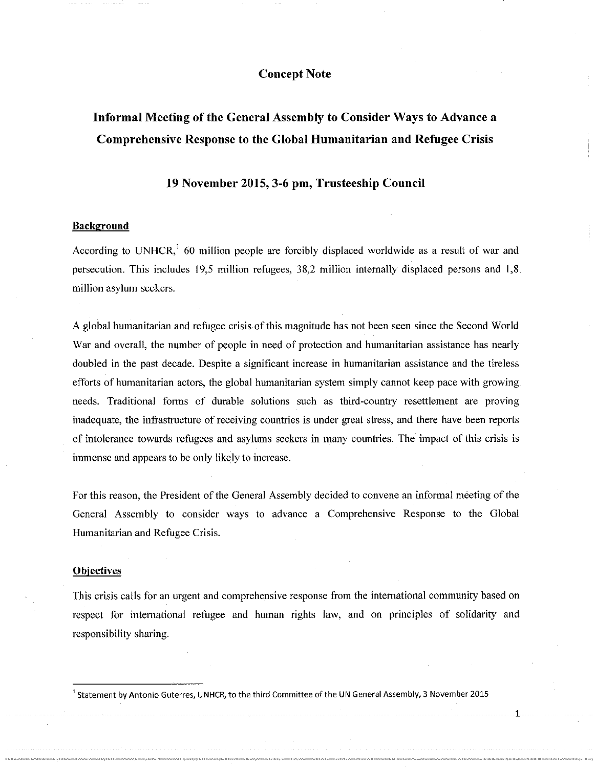# Concept Note

## Informal Meeting of the General Assembly to Consider Ways to Advance a Comprehensive Response to the Global Humanitarian and Refugee Crisis

### 19 November 2015, 3-6 pm, Trusteeship Council

**Background**

According to UNHCR,[1] 60 million people are forcibly displaced worldwide as a result of war and persecution. This includes 19,5 million refugees, 38,2 million internally displaced persons and 1,8 million asylum seekers.

A global humanitarian and refugee crisis of this magnitude has not been seen since the Second World War and overall, the number of people in need of protection and humanitarian assistance has nearly doubled in the past decade. Despite a significant increase in humanitarian assistance and the tireless efforts of humanitarian actors, the global humanitarian system simply cannot keep pace with growing needs. Traditional forms of durable solutions such as third-country resettlement are proving inadequate, the infrastructure of receiving countries is under great stress, and there have been reports of intolerance towards refugees and asylums seekers in many countries. The impact of this crisis is immense and appears to be only likely to increase.

For this reason, the President of the General Assembly decided to convene an informal meeting of the General Assembly to consider ways to advance a Comprehensive Response to the Global Humanitarian and Refugee Crisis.

**Objectives**

This crisis calls for an urgent and comprehensive response from the international community based on respect for international refugee and human rights law, and on principles of solidarity and responsibility sharing.

[1] Statement by Antonio Guterres, UNHCR, to the third Committee of the UN General Assembly, 3 November 2015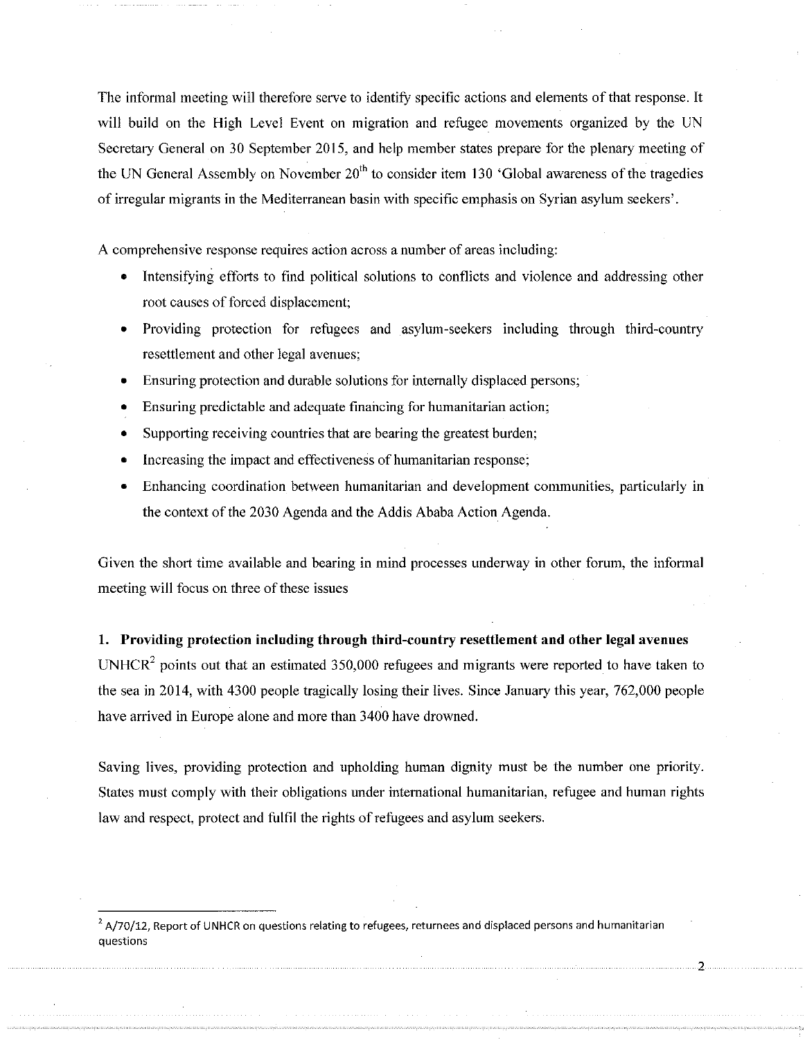The informal meeting will therefore serve to identify specific actions and elements of that response. It will build on the High Level Event on migration and refugee movements organized by the UN Secretary General on 30 September 2015, and help member states prepare for the plenary meeting of the UN General Assembly on November 20th to consider item 130 'Global awareness of the tragedies of irregular migrants in the Mediterranean basin with specific emphasis on Syrian asylum seekers'.

A comprehensive response requires action across a number of areas including:

- Intensifying efforts to find political solutions to conflicts and violence and addressing other root causes of forced displacement;
- Providing protection for refugees and asylum-seekers including through third-country resettlement and other legal avenues;
- Ensuring protection and durable solutions for internally displaced persons;
- Ensuring predictable and adequate financing for humanitarian action;
- Supporting receiving countries that are bearing the greatest burden;
- Increasing the impact and effectiveness of humanitarian response;
- Enhancing coordination between humanitarian and development communities, particularly in the context of the 2030 Agenda and the Addis Ababa Action Agenda.

Given the short time available and bearing in mind processes underway in other forum, the informal meeting will focus on three of these issues

**1. Providing protection including through third-country resettlement and other legal avenues**

UNHCR[2] points out that an estimated 350,000 refugees and migrants were reported to have taken to the sea in 2014, with 4300 people tragically losing their lives. Since January this year, 762,000 people have arrived in Europe alone and more than 3400 have drowned.

Saving lives, providing protection and upholding human dignity must be the number one priority. States must comply with their obligations under international humanitarian, refugee and human rights law and respect, protect and fulfil the rights of refugees and asylum seekers.

[2] A/70/12, Report of UNHCR on questions relating to refugees, returnees and displaced persons and humanitarian questions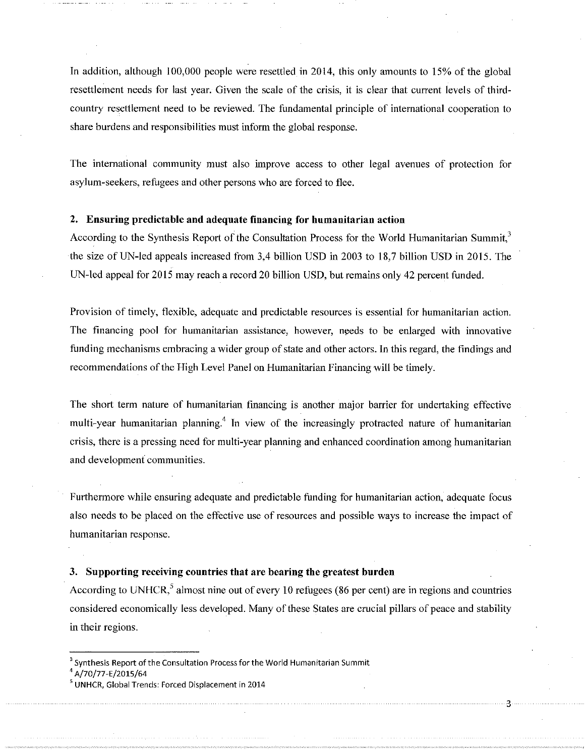In addition, although 100,000 people were resettled in 2014, this only amounts to 15% of the global resettlement needs for last year. Given the scale of the crisis, it is clear that current levels of third-country resettlement need to be reviewed. The fundamental principle of international cooperation to share burdens and responsibilities must inform the global response.

The international community must also improve access to other legal avenues of protection for asylum-seekers, refugees and other persons who are forced to flee.

### 2. Ensuring predictable and adequate financing for humanitarian action

According to the Synthesis Report of the Consultation Process for the World Humanitarian Summit,[3] the size of UN-led appeals increased from 3,4 billion USD in 2003 to 18,7 billion USD in 2015. The UN-led appeal for 2015 may reach a record 20 billion USD, but remains only 42 percent funded.

Provision of timely, flexible, adequate and predictable resources is essential for humanitarian action. The financing pool for humanitarian assistance, however, needs to be enlarged with innovative funding mechanisms embracing a wider group of state and other actors. In this regard, the findings and recommendations of the High Level Panel on Humanitarian Financing will be timely.

The short term nature of humanitarian financing is another major barrier for undertaking effective multi-year humanitarian planning.[4] In view of the increasingly protracted nature of humanitarian crisis, there is a pressing need for multi-year planning and enhanced coordination among humanitarian and development communities.

Furthermore while ensuring adequate and predictable funding for humanitarian action, adequate focus also needs to be placed on the effective use of resources and possible ways to increase the impact of humanitarian response.

### 3. Supporting receiving countries that are bearing the greatest burden

According to UNHCR,[5] almost nine out of every 10 refugees (86 per cent) are in regions and countries considered economically less developed. Many of these States are crucial pillars of peace and stability in their regions.

---

[3] Synthesis Report of the Consultation Process for the World Humanitarian Summit

[4] A/70/77-E/2015/64

[5] UNHCR, Global Trends: Forced Displacement in 2014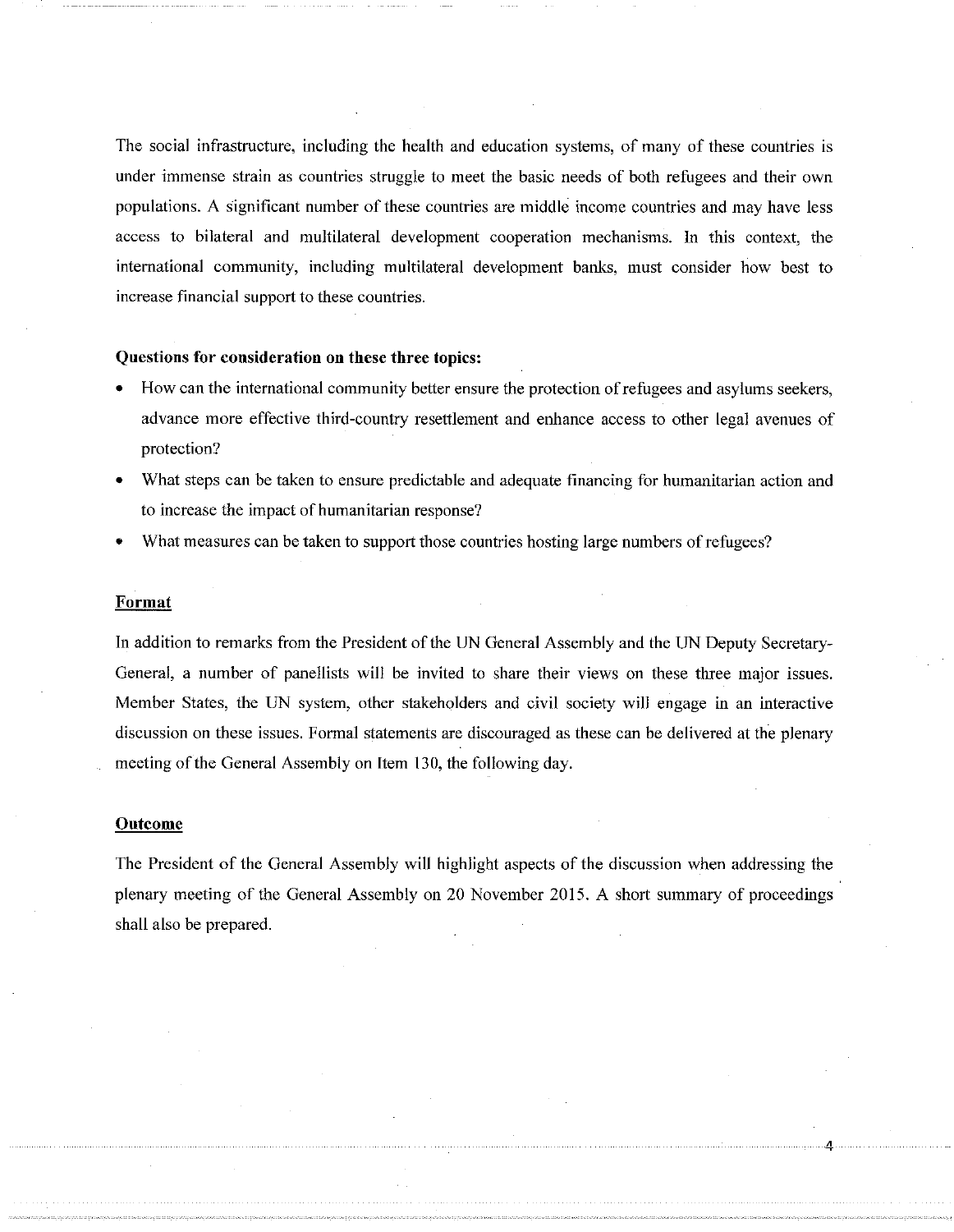The social infrastructure, including the health and education systems, of many of these countries is under immense strain as countries struggle to meet the basic needs of both refugees and their own populations. A significant number of these countries are middle income countries and may have less access to bilateral and multilateral development cooperation mechanisms. In this context, the international community, including multilateral development banks, must consider how best to increase financial support to these countries.

**Questions for consideration on these three topics:**

- How can the international community better ensure the protection of refugees and asylums seekers, advance more effective third-country resettlement and enhance access to other legal avenues of protection?
- What steps can be taken to ensure predictable and adequate financing for humanitarian action and to increase the impact of humanitarian response?
- What measures can be taken to support those countries hosting large numbers of refugees?

**Format**

In addition to remarks from the President of the UN General Assembly and the UN Deputy Secretary-General, a number of panellists will be invited to share their views on these three major issues. Member States, the UN system, other stakeholders and civil society will engage in an interactive discussion on these issues. Formal statements are discouraged as these can be delivered at the plenary meeting of the General Assembly on Item 130, the following day.

**Outcome**

The President of the General Assembly will highlight aspects of the discussion when addressing the plenary meeting of the General Assembly on 20 November 2015. A short summary of proceedings shall also be prepared.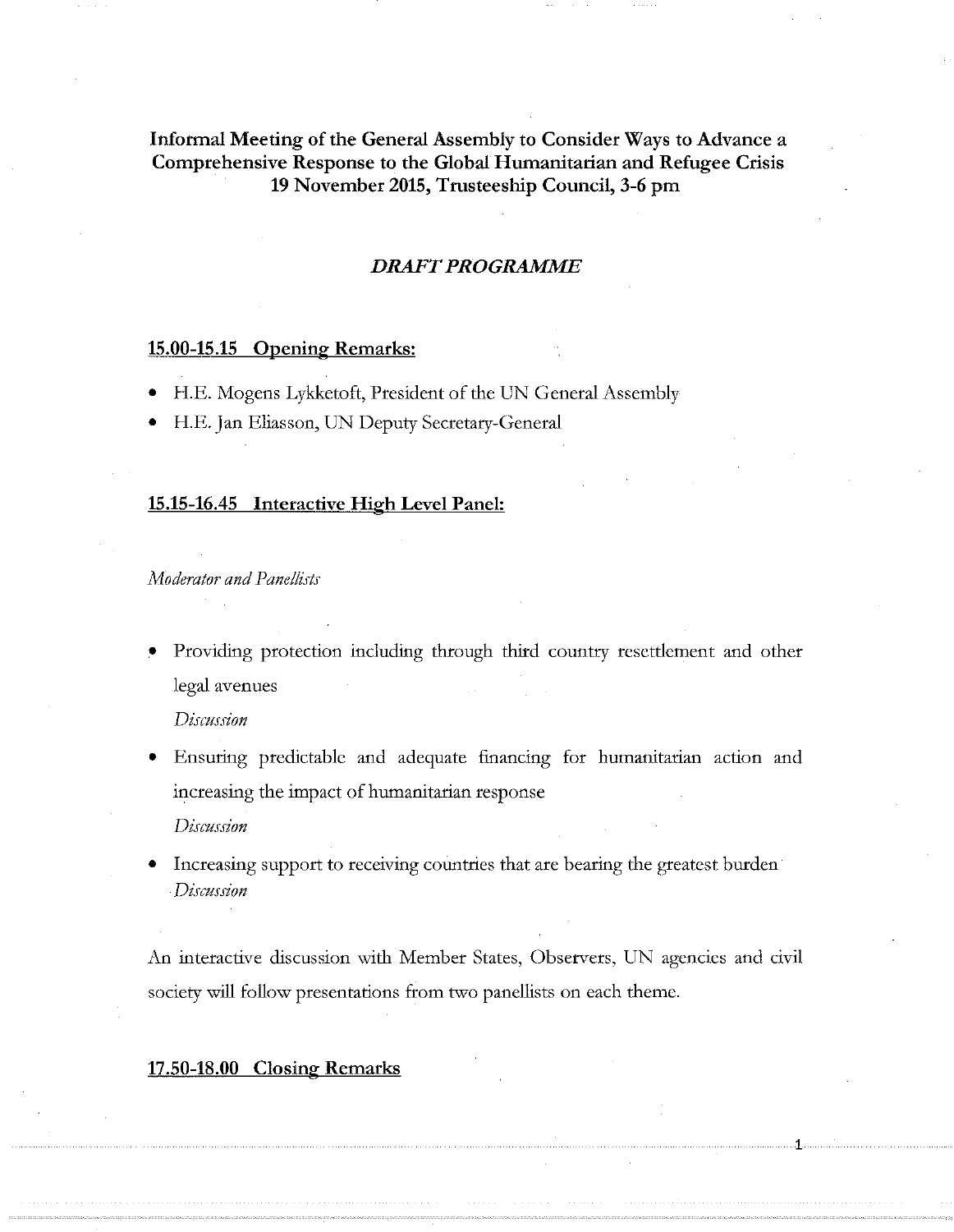**Informal Meeting of the General Assembly to Consider Ways to Advance a Comprehensive Response to the Global Humanitarian and Refugee Crisis**
**19 November 2015, Trusteeship Council, 3-6 pm**

## *DRAFT PROGRAMME*

### 15.00-15.15 Opening Remarks:

- H.E. Mogens Lykketoft, President of the UN General Assembly
- H.E. Jan Eliasson, UN Deputy Secretary-General

### 15.15-16.45 Interactive High Level Panel:

*Moderator and Panellists*

- Providing protection including through third country resettlement and other legal avenues
  *Discussion*
- Ensuring predictable and adequate financing for humanitarian action and increasing the impact of humanitarian response
  *Discussion*
- Increasing support to receiving countries that are bearing the greatest burden
  *Discussion*

An interactive discussion with Member States, Observers, UN agencies and civil society will follow presentations from two panellists on each theme.

### 17.50-18.00 Closing Remarks